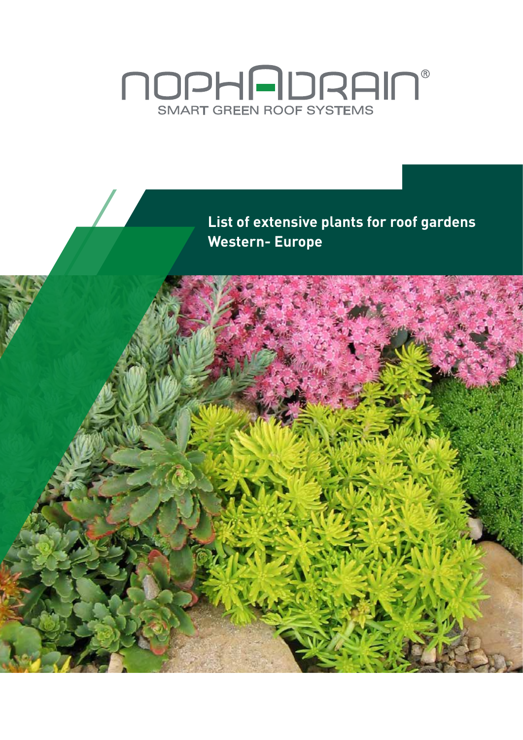NOPHADRAIN®

SMART GREEN ROOF SYSTEMS

# List of extensive plants for roof gardens Western- Europe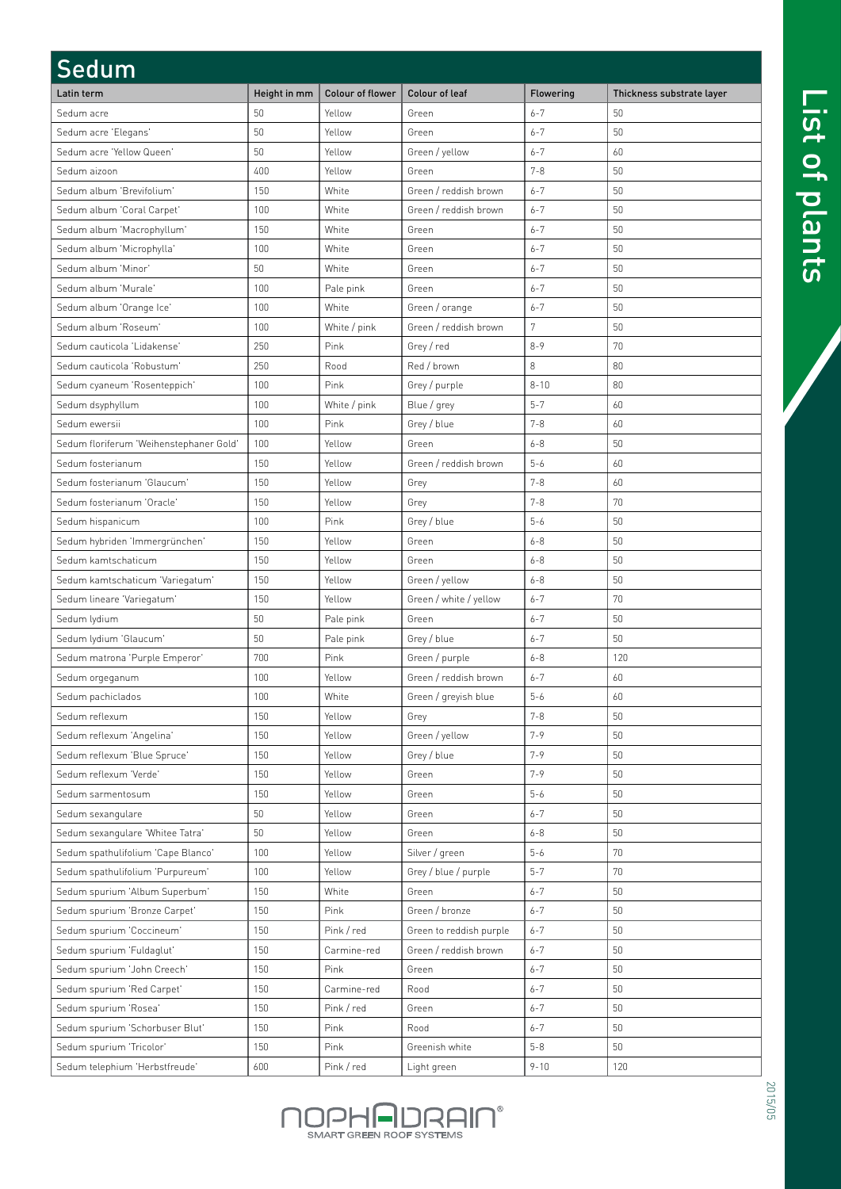# Sedum

| Latin term | Height in mm | Colour of flower | Colour of leaf | Flowering | Thickness substrate layer |
|---|---|---|---|---|---|
| Sedum acre | 50 | Yellow | Green | 6-7 | 50 |
| Sedum acre 'Elegans' | 50 | Yellow | Green | 6-7 | 50 |
| Sedum acre 'Yellow Queen' | 50 | Yellow | Green / yellow | 6-7 | 60 |
| Sedum aizoon | 400 | Yellow | Green | 7-8 | 50 |
| Sedum album 'Brevifolium' | 150 | White | Green / reddish brown | 6-7 | 50 |
| Sedum album 'Coral Carpet' | 100 | White | Green / reddish brown | 6-7 | 50 |
| Sedum album 'Macrophyllum' | 150 | White | Green | 6-7 | 50 |
| Sedum album 'Microphylla' | 100 | White | Green | 6-7 | 50 |
| Sedum album 'Minor' | 50 | White | Green | 6-7 | 50 |
| Sedum album 'Murale' | 100 | Pale pink | Green | 6-7 | 50 |
| Sedum album 'Orange Ice' | 100 | White | Green / orange | 6-7 | 50 |
| Sedum album 'Roseum' | 100 | White / pink | Green / reddish brown | 7 | 50 |
| Sedum cauticola 'Lidakense' | 250 | Pink | Grey / red | 8-9 | 70 |
| Sedum cauticola 'Robustum' | 250 | Rood | Red / brown | 8 | 80 |
| Sedum cyaneum 'Rosenteppich' | 100 | Pink | Grey / purple | 8-10 | 80 |
| Sedum dsyphyllum | 100 | White / pink | Blue / grey | 5-7 | 60 |
| Sedum ewersii | 100 | Pink | Grey / blue | 7-8 | 60 |
| Sedum floriferum 'Weihenstephaner Gold' | 100 | Yellow | Green | 6-8 | 50 |
| Sedum fosterianum | 150 | Yellow | Green / reddish brown | 5-6 | 60 |
| Sedum fosterianum 'Glaucum' | 150 | Yellow | Grey | 7-8 | 60 |
| Sedum fosterianum 'Oracle' | 150 | Yellow | Grey | 7-8 | 70 |
| Sedum hispanicum | 100 | Pink | Grey / blue | 5-6 | 50 |
| Sedum hybriden 'Immergrünchen' | 150 | Yellow | Green | 6-8 | 50 |
| Sedum kamtschaticum | 150 | Yellow | Green | 6-8 | 50 |
| Sedum kamtschaticum 'Variegatum' | 150 | Yellow | Green / yellow | 6-8 | 50 |
| Sedum lineare 'Variegatum' | 150 | Yellow | Green / white / yellow | 6-7 | 70 |
| Sedum lydium | 50 | Pale pink | Green | 6-7 | 50 |
| Sedum lydium 'Glaucum' | 50 | Pale pink | Grey / blue | 6-7 | 50 |
| Sedum matrona 'Purple Emperor' | 700 | Pink | Green / purple | 6-8 | 120 |
| Sedum orgeganum | 100 | Yellow | Green / reddish brown | 6-7 | 60 |
| Sedum pachiclados | 100 | White | Green / greyish blue | 5-6 | 60 |
| Sedum reflexum | 150 | Yellow | Grey | 7-8 | 50 |
| Sedum reflexum 'Angelina' | 150 | Yellow | Green / yellow | 7-9 | 50 |
| Sedum reflexum 'Blue Spruce' | 150 | Yellow | Grey / blue | 7-9 | 50 |
| Sedum reflexum 'Verde' | 150 | Yellow | Green | 7-9 | 50 |
| Sedum sarmentosum | 150 | Yellow | Green | 5-6 | 50 |
| Sedum sexangulare | 50 | Yellow | Green | 6-7 | 50 |
| Sedum sexangulare 'Whitee Tatra' | 50 | Yellow | Green | 6-8 | 50 |
| Sedum spathulifolium 'Cape Blanco' | 100 | Yellow | Silver / green | 5-6 | 70 |
| Sedum spathulifolium 'Purpureum' | 100 | Yellow | Grey / blue / purple | 5-7 | 70 |
| Sedum spurium 'Album Superbum' | 150 | White | Green | 6-7 | 50 |
| Sedum spurium 'Bronze Carpet' | 150 | Pink | Green / bronze | 6-7 | 50 |
| Sedum spurium 'Coccineum' | 150 | Pink / red | Green to reddish purple | 6-7 | 50 |
| Sedum spurium 'Fuldaglut' | 150 | Carmine-red | Green / reddish brown | 6-7 | 50 |
| Sedum spurium 'John Creech' | 150 | Pink | Green | 6-7 | 50 |
| Sedum spurium 'Red Carpet' | 150 | Carmine-red | Rood | 6-7 | 50 |
| Sedum spurium 'Rosea' | 150 | Pink / red | Green | 6-7 | 50 |
| Sedum spurium 'Schorbuser Blut' | 150 | Pink | Rood | 6-7 | 50 |
| Sedum spurium 'Tricolor' | 150 | Pink | Greenish white | 5-8 | 50 |
| Sedum telephium 'Herbstfreude' | 600 | Pink / red | Light green | 9-10 | 120 |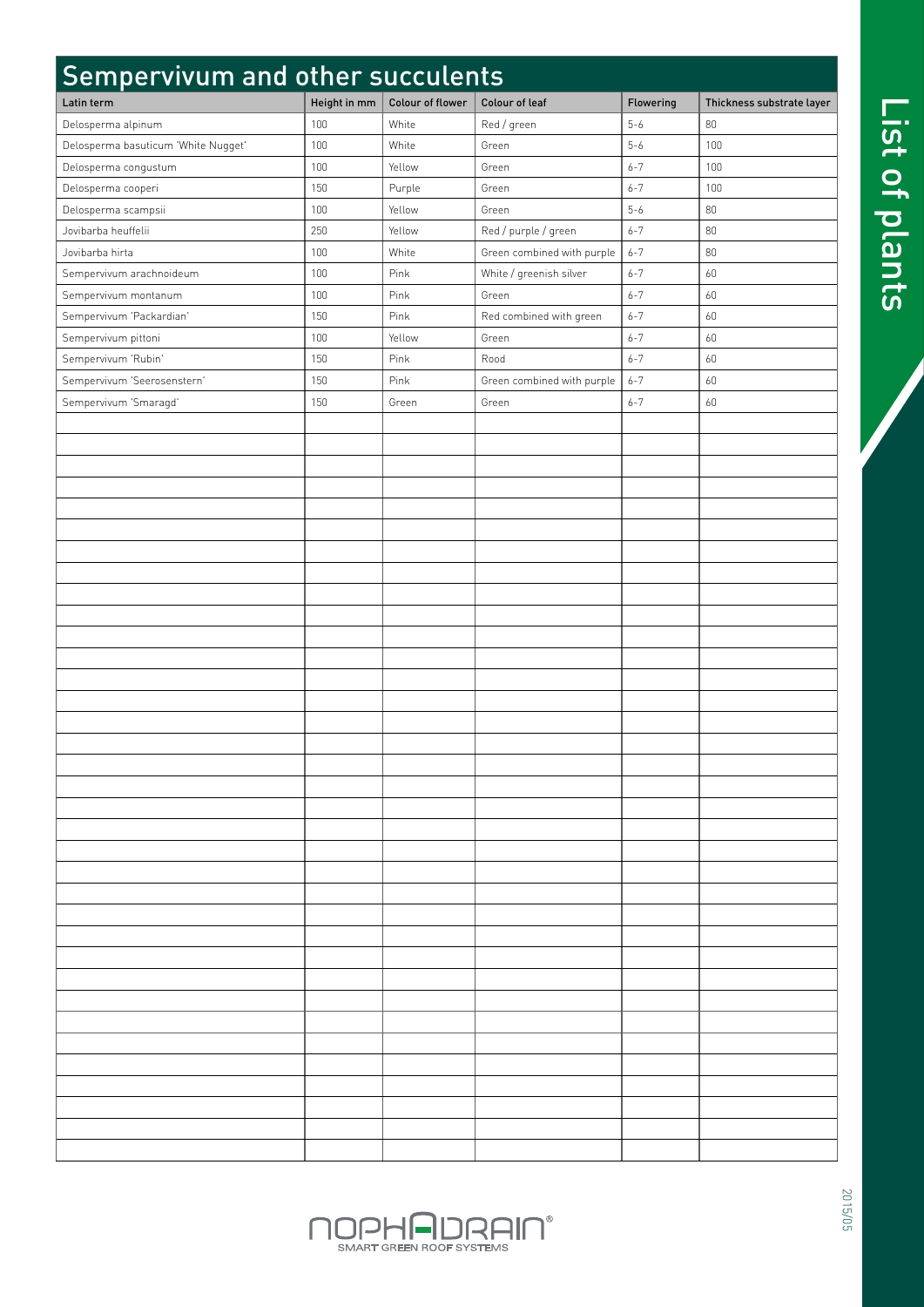# Sempervivum and other succulents

| Latin term | Height in mm | Colour of flower | Colour of leaf | Flowering | Thickness substrate layer |
|---|---|---|---|---|---|
| Delosperma alpinum | 100 | White | Red / green | 5-6 | 80 |
| Delosperma basuticum 'White Nugget' | 100 | White | Green | 5-6 | 100 |
| Delosperma congustum | 100 | Yellow | Green | 6-7 | 100 |
| Delosperma cooperi | 150 | Purple | Green | 6-7 | 100 |
| Delosperma scampsii | 100 | Yellow | Green | 5-6 | 80 |
| Jovibarba heuffelii | 250 | Yellow | Red / purple / green | 6-7 | 80 |
| Jovibarba hirta | 100 | White | Green combined with purple | 6-7 | 80 |
| Sempervivum arachnoideum | 100 | Pink | White / greenish silver | 6-7 | 60 |
| Sempervivum montanum | 100 | Pink | Green | 6-7 | 60 |
| Sempervivum 'Packardian' | 150 | Pink | Red combined with green | 6-7 | 60 |
| Sempervivum pittoni | 100 | Yellow | Green | 6-7 | 60 |
| Sempervivum 'Rubin' | 150 | Pink | Rood | 6-7 | 60 |
| Sempervivum 'Seerosenstern' | 150 | Pink | Green combined with purple | 6-7 | 60 |
| Sempervivum 'Smaragd' | 150 | Green | Green | 6-7 | 60 |

List of plants

NOPHADRAIN® SMART GREEN ROOF SYSTEMS

2015/05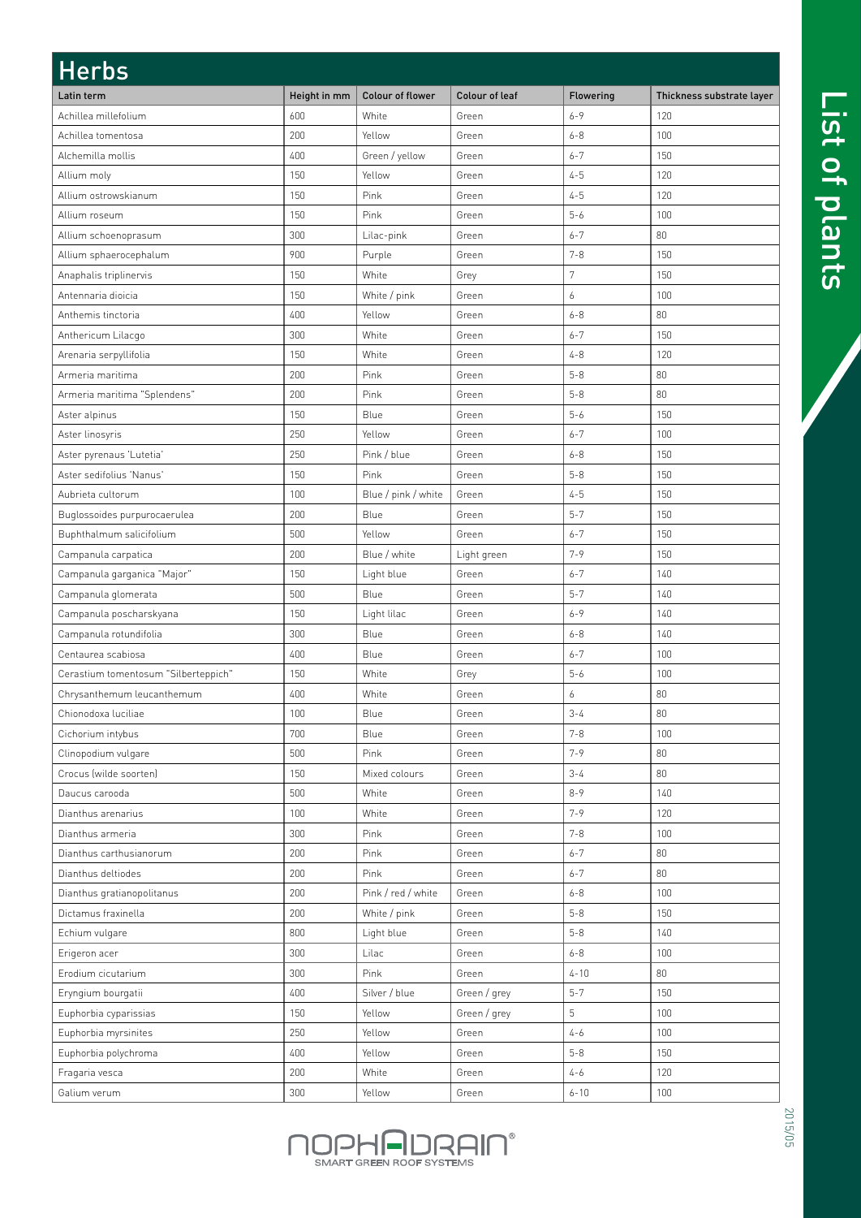# Herbs

| Latin term | Height in mm | Colour of flower | Colour of leaf | Flowering | Thickness substrate layer |
|---|---|---|---|---|---|
| Achillea millefolium | 600 | White | Green | 6-9 | 120 |
| Achillea tomentosa | 200 | Yellow | Green | 6-8 | 100 |
| Alchemilla mollis | 400 | Green / yellow | Green | 6-7 | 150 |
| Allium moly | 150 | Yellow | Green | 4-5 | 120 |
| Allium ostrowskianum | 150 | Pink | Green | 4-5 | 120 |
| Allium roseum | 150 | Pink | Green | 5-6 | 100 |
| Allium schoenoprasum | 300 | Lilac-pink | Green | 6-7 | 80 |
| Allium sphaerocephalum | 900 | Purple | Green | 7-8 | 150 |
| Anaphalis triplinervis | 150 | White | Grey | 7 | 150 |
| Antennaria dioicia | 150 | White / pink | Green | 6 | 100 |
| Anthemis tinctoria | 400 | Yellow | Green | 6-8 | 80 |
| Anthericum Lilacgo | 300 | White | Green | 6-7 | 150 |
| Arenaria serpyllifolia | 150 | White | Green | 4-8 | 120 |
| Armeria maritima | 200 | Pink | Green | 5-8 | 80 |
| Armeria maritima "Splendens" | 200 | Pink | Green | 5-8 | 80 |
| Aster alpinus | 150 | Blue | Green | 5-6 | 150 |
| Aster linosyris | 250 | Yellow | Green | 6-7 | 100 |
| Aster pyrenaus 'Lutetia' | 250 | Pink / blue | Green | 6-8 | 150 |
| Aster sedifolius 'Nanus' | 150 | Pink | Green | 5-8 | 150 |
| Aubrieta cultorum | 100 | Blue / pink / white | Green | 4-5 | 150 |
| Buglossoides purpurocaerulea | 200 | Blue | Green | 5-7 | 150 |
| Buphthalmum salicifolium | 500 | Yellow | Green | 6-7 | 150 |
| Campanula carpatica | 200 | Blue / white | Light green | 7-9 | 150 |
| Campanula garganica "Major" | 150 | Light blue | Green | 6-7 | 140 |
| Campanula glomerata | 500 | Blue | Green | 5-7 | 140 |
| Campanula poscharskyana | 150 | Light lilac | Green | 6-9 | 140 |
| Campanula rotundifolia | 300 | Blue | Green | 6-8 | 140 |
| Centaurea scabiosa | 400 | Blue | Green | 6-7 | 100 |
| Cerastium tomentosum "Silberteppich" | 150 | White | Grey | 5-6 | 100 |
| Chrysanthemum leucanthemum | 400 | White | Green | 6 | 80 |
| Chionodoxa luciliae | 100 | Blue | Green | 3-4 | 80 |
| Cichorium intybus | 700 | Blue | Green | 7-8 | 100 |
| Clinopodium vulgare | 500 | Pink | Green | 7-9 | 80 |
| Crocus (wilde soorten) | 150 | Mixed colours | Green | 3-4 | 80 |
| Daucus carooda | 500 | White | Green | 8-9 | 140 |
| Dianthus arenarius | 100 | White | Green | 7-9 | 120 |
| Dianthus armeria | 300 | Pink | Green | 7-8 | 100 |
| Dianthus carthusianorum | 200 | Pink | Green | 6-7 | 80 |
| Dianthus deltiodes | 200 | Pink | Green | 6-7 | 80 |
| Dianthus gratianopolitanus | 200 | Pink / red / white | Green | 6-8 | 100 |
| Dictamus fraxinella | 200 | White / pink | Green | 5-8 | 150 |
| Echium vulgare | 800 | Light blue | Green | 5-8 | 140 |
| Erigeron acer | 300 | Lilac | Green | 6-8 | 100 |
| Erodium cicutarium | 300 | Pink | Green | 4-10 | 80 |
| Eryngium bourgatii | 400 | Silver / blue | Green / grey | 5-7 | 150 |
| Euphorbia cyparissias | 150 | Yellow | Green / grey | 5 | 100 |
| Euphorbia myrsinites | 250 | Yellow | Green | 4-6 | 100 |
| Euphorbia polychroma | 400 | Yellow | Green | 5-8 | 150 |
| Fragaria vesca | 200 | White | Green | 4-6 | 120 |
| Galium verum | 300 | Yellow | Green | 6-10 | 100 |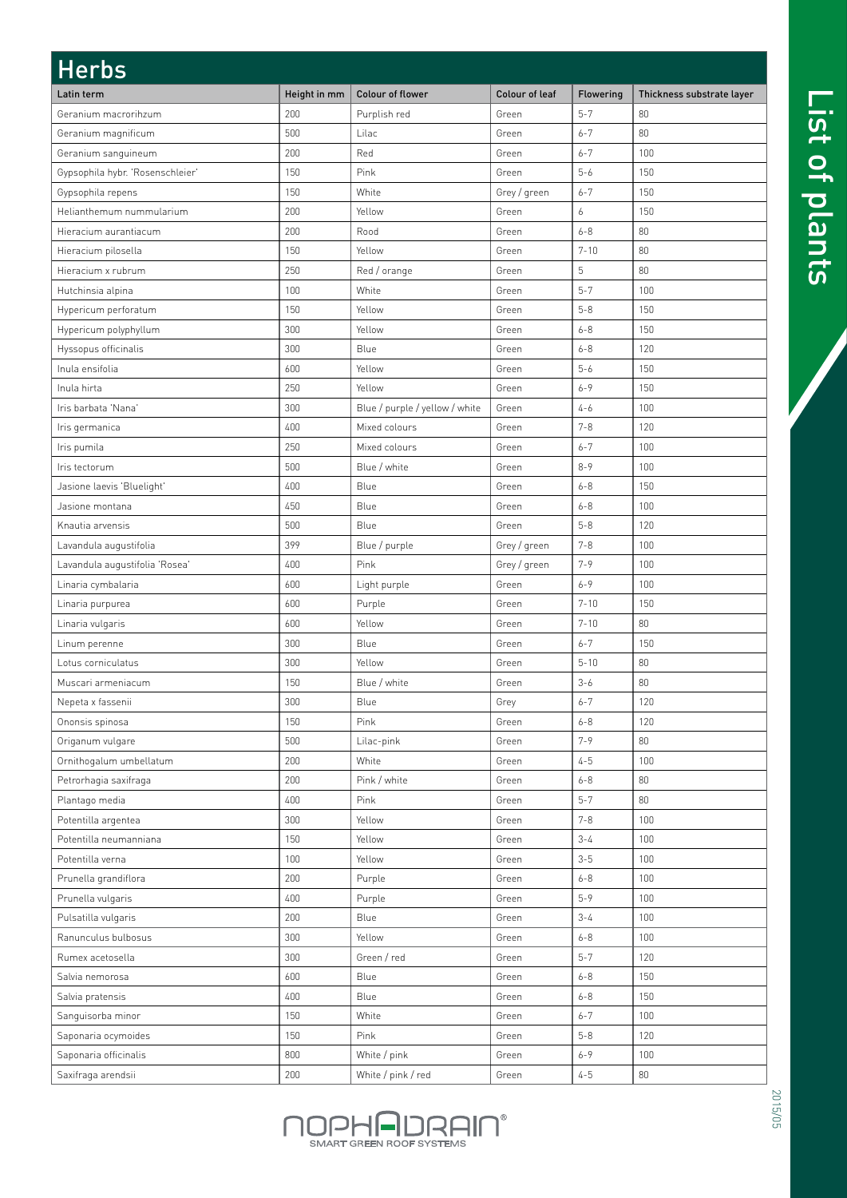# Herbs

| Latin term | Height in mm | Colour of flower | Colour of leaf | Flowering | Thickness substrate layer |
|---|---|---|---|---|---|
| Geranium macrorihzum | 200 | Purplish red | Green | 5-7 | 80 |
| Geranium magnificum | 500 | Lilac | Green | 6-7 | 80 |
| Geranium sanguineum | 200 | Red | Green | 6-7 | 100 |
| Gypsophila hybr. 'Rosenschleier' | 150 | Pink | Green | 5-6 | 150 |
| Gypsophila repens | 150 | White | Grey / green | 6-7 | 150 |
| Helianthemum nummularium | 200 | Yellow | Green | 6 | 150 |
| Hieracium aurantiacum | 200 | Rood | Green | 6-8 | 80 |
| Hieracium pilosella | 150 | Yellow | Green | 7-10 | 80 |
| Hieracium x rubrum | 250 | Red / orange | Green | 5 | 80 |
| Hutchinsia alpina | 100 | White | Green | 5-7 | 100 |
| Hypericum perforatum | 150 | Yellow | Green | 5-8 | 150 |
| Hypericum polyphyllum | 300 | Yellow | Green | 6-8 | 150 |
| Hyssopus officinalis | 300 | Blue | Green | 6-8 | 120 |
| Inula ensifolia | 600 | Yellow | Green | 5-6 | 150 |
| Inula hirta | 250 | Yellow | Green | 6-9 | 150 |
| Iris barbata 'Nana' | 300 | Blue / purple / yellow / white | Green | 4-6 | 100 |
| Iris germanica | 400 | Mixed colours | Green | 7-8 | 120 |
| Iris pumila | 250 | Mixed colours | Green | 6-7 | 100 |
| Iris tectorum | 500 | Blue / white | Green | 8-9 | 100 |
| Jasione laevis 'Bluelight' | 400 | Blue | Green | 6-8 | 150 |
| Jasione montana | 450 | Blue | Green | 6-8 | 100 |
| Knautia arvensis | 500 | Blue | Green | 5-8 | 120 |
| Lavandula augustifolia | 399 | Blue / purple | Grey / green | 7-8 | 100 |
| Lavandula augustifolia 'Rosea' | 400 | Pink | Grey / green | 7-9 | 100 |
| Linaria cymbalaria | 600 | Light purple | Green | 6-9 | 100 |
| Linaria purpurea | 600 | Purple | Green | 7-10 | 150 |
| Linaria vulgaris | 600 | Yellow | Green | 7-10 | 80 |
| Linum perenne | 300 | Blue | Green | 6-7 | 150 |
| Lotus corniculatus | 300 | Yellow | Green | 5-10 | 80 |
| Muscari armeniacum | 150 | Blue / white | Green | 3-6 | 80 |
| Nepeta x fassenii | 300 | Blue | Grey | 6-7 | 120 |
| Ononsis spinosa | 150 | Pink | Green | 6-8 | 120 |
| Origanum vulgare | 500 | Lilac-pink | Green | 7-9 | 80 |
| Ornithogalum umbellatum | 200 | White | Green | 4-5 | 100 |
| Petrorhagia saxifraga | 200 | Pink / white | Green | 6-8 | 80 |
| Plantago media | 400 | Pink | Green | 5-7 | 80 |
| Potentilla argentea | 300 | Yellow | Green | 7-8 | 100 |
| Potentilla neumanniana | 150 | Yellow | Green | 3-4 | 100 |
| Potentilla verna | 100 | Yellow | Green | 3-5 | 100 |
| Prunella grandiflora | 200 | Purple | Green | 6-8 | 100 |
| Prunella vulgaris | 400 | Purple | Green | 5-9 | 100 |
| Pulsatilla vulgaris | 200 | Blue | Green | 3-4 | 100 |
| Ranunculus bulbosus | 300 | Yellow | Green | 6-8 | 100 |
| Rumex acetosella | 300 | Green / red | Green | 5-7 | 120 |
| Salvia nemorosa | 600 | Blue | Green | 6-8 | 150 |
| Salvia pratensis | 400 | Blue | Green | 6-8 | 150 |
| Sanguisorba minor | 150 | White | Green | 6-7 | 100 |
| Saponaria ocymoides | 150 | Pink | Green | 5-8 | 120 |
| Saponaria officinalis | 800 | White / pink | Green | 6-9 | 100 |
| Saxifraga arendsii | 200 | White / pink / red | Green | 4-5 | 80 |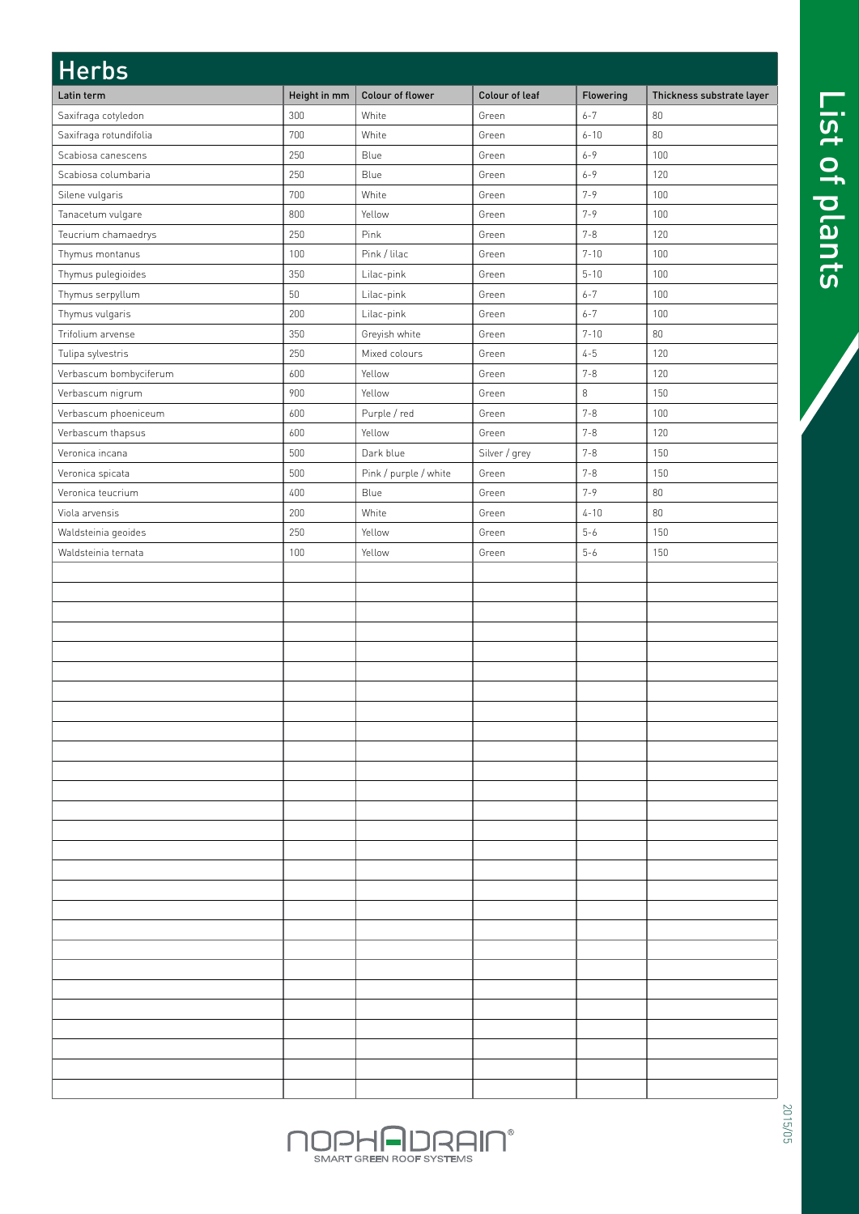# Herbs

| Latin term | Height in mm | Colour of flower | Colour of leaf | Flowering | Thickness substrate layer |
|---|---|---|---|---|---|
| Saxifraga cotyledon | 300 | White | Green | 6-7 | 80 |
| Saxifraga rotundifolia | 700 | White | Green | 6-10 | 80 |
| Scabiosa canescens | 250 | Blue | Green | 6-9 | 100 |
| Scabiosa columbaria | 250 | Blue | Green | 6-9 | 120 |
| Silene vulgaris | 700 | White | Green | 7-9 | 100 |
| Tanacetum vulgare | 800 | Yellow | Green | 7-9 | 100 |
| Teucrium chamaedrys | 250 | Pink | Green | 7-8 | 120 |
| Thymus montanus | 100 | Pink / lilac | Green | 7-10 | 100 |
| Thymus pulegioides | 350 | Lilac-pink | Green | 5-10 | 100 |
| Thymus serpyllum | 50 | Lilac-pink | Green | 6-7 | 100 |
| Thymus vulgaris | 200 | Lilac-pink | Green | 6-7 | 100 |
| Trifolium arvense | 350 | Greyish white | Green | 7-10 | 80 |
| Tulipa sylvestris | 250 | Mixed colours | Green | 4-5 | 120 |
| Verbascum bombyciferum | 600 | Yellow | Green | 7-8 | 120 |
| Verbascum nigrum | 900 | Yellow | Green | 8 | 150 |
| Verbascum phoeniceum | 600 | Purple / red | Green | 7-8 | 100 |
| Verbascum thapsus | 600 | Yellow | Green | 7-8 | 120 |
| Veronica incana | 500 | Dark blue | Silver / grey | 7-8 | 150 |
| Veronica spicata | 500 | Pink / purple / white | Green | 7-8 | 150 |
| Veronica teucrium | 400 | Blue | Green | 7-9 | 80 |
| Viola arvensis | 200 | White | Green | 4-10 | 80 |
| Waldsteinia geoides | 250 | Yellow | Green | 5-6 | 150 |
| Waldsteinia ternata | 100 | Yellow | Green | 5-6 | 150 |

List of plants

NOPHADRAIN® SMART GREEN ROOF SYSTEMS

2015/05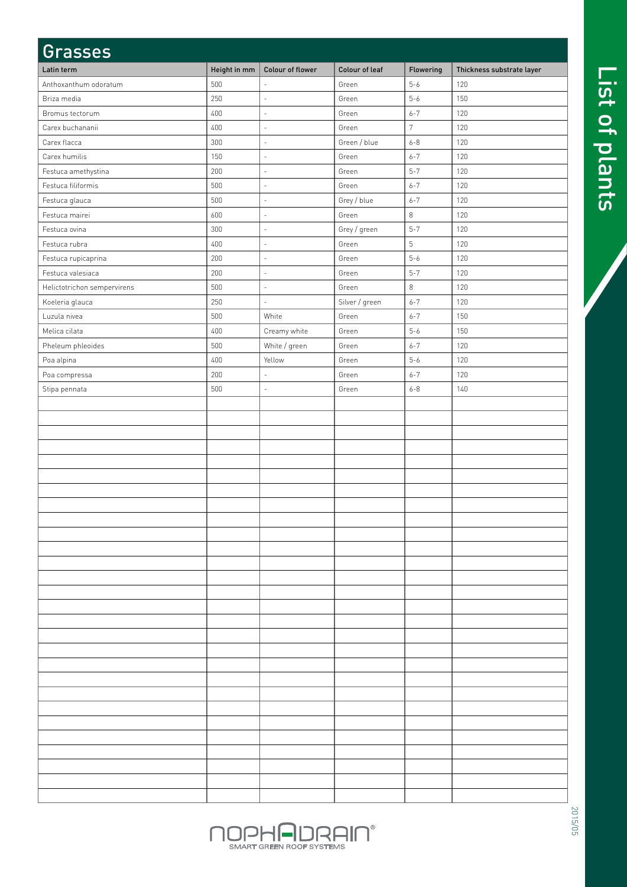# List of plants

## Grasses

| Latin term | Height in mm | Colour of flower | Colour of leaf | Flowering | Thickness substrate layer |
| --- | --- | --- | --- | --- | --- |
| Anthoxanthum odoratum | 500 | - | Green | 5-6 | 120 |
| Briza media | 250 | - | Green | 5-6 | 150 |
| Bromus tectorum | 400 | - | Green | 6-7 | 120 |
| Carex buchananii | 400 | - | Green | 7 | 120 |
| Carex flacca | 300 | - | Green / blue | 6-8 | 120 |
| Carex humilis | 150 | - | Green | 6-7 | 120 |
| Festuca amethystina | 200 | - | Green | 5-7 | 120 |
| Festuca filiformis | 500 | - | Green | 6-7 | 120 |
| Festuca glauca | 500 | - | Grey / blue | 6-7 | 120 |
| Festuca mairei | 600 | - | Green | 8 | 120 |
| Festuca ovina | 300 | - | Grey / green | 5-7 | 120 |
| Festuca rubra | 400 | - | Green | 5 | 120 |
| Festuca rupicaprina | 200 | - | Green | 5-6 | 120 |
| Festuca valesiaca | 200 | - | Green | 5-7 | 120 |
| Helictotrichon sempervirens | 500 | - | Green | 8 | 120 |
| Koeleria glauca | 250 | - | Silver / green | 6-7 | 120 |
| Luzula nivea | 500 | White | Green | 6-7 | 150 |
| Melica cilata | 400 | Creamy white | Green | 5-6 | 150 |
| Pheleum phleoides | 500 | White / green | Green | 6-7 | 120 |
| Poa alpina | 400 | Yellow | Green | 5-6 | 120 |
| Poa compressa | 200 | - | Green | 6-7 | 120 |
| Stipa pennata | 500 | - | Green | 6-8 | 140 |

NOPHADRAIN®
SMART GREEN ROOF SYSTEMS

2015/05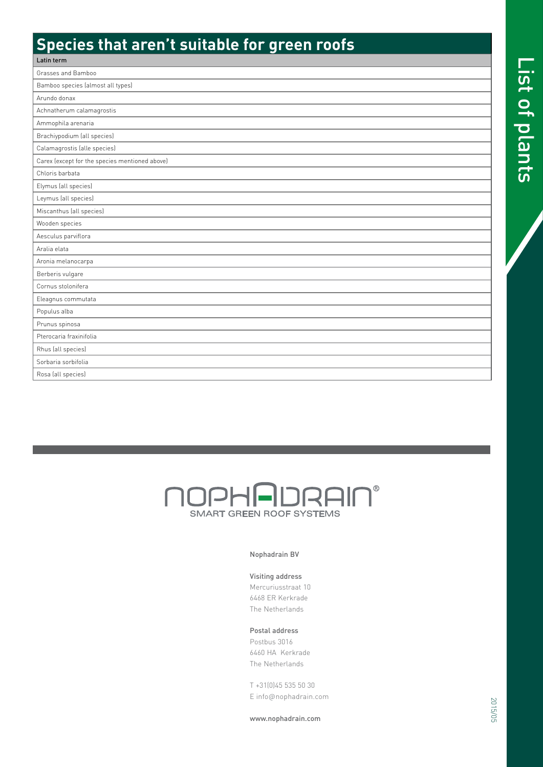# Species that aren't suitable for green roofs

| Latin term |
| --- |
| Grasses and Bamboo |
| Bamboo species (almost all types) |
| Arundo donax |
| Achnatherum calamagrostis |
| Ammophila arenaria |
| Brachiypodium (all species) |
| Calamagrostis (alle species) |
| Carex (except for the species mentioned above) |
| Chloris barbata |
| Elymus (all species) |
| Leymus (all species) |
| Miscanthus (all species) |
| Wooden species |
| Aesculus parviflora |
| Aralia elata |
| Aronia melanocarpa |
| Berberis vulgare |
| Cornus stolonifera |
| Eleagnus commutata |
| Populus alba |
| Prunus spinosa |
| Pterocaria fraxinifolia |
| Rhus (all species) |
| Sorbaria sorbifolia |
| Rosa (all species) |

NOPHADRAIN®
SMART GREEN ROOF SYSTEMS

Nophadrain BV

Visiting address
Mercuriusstraat 10
6468 ER Kerkrade
The Netherlands

Postal address
Postbus 3016
6460 HA Kerkrade
The Netherlands

T +31(0)45 535 50 30
E info@nophadrain.com

www.nophadrain.com

2015/05